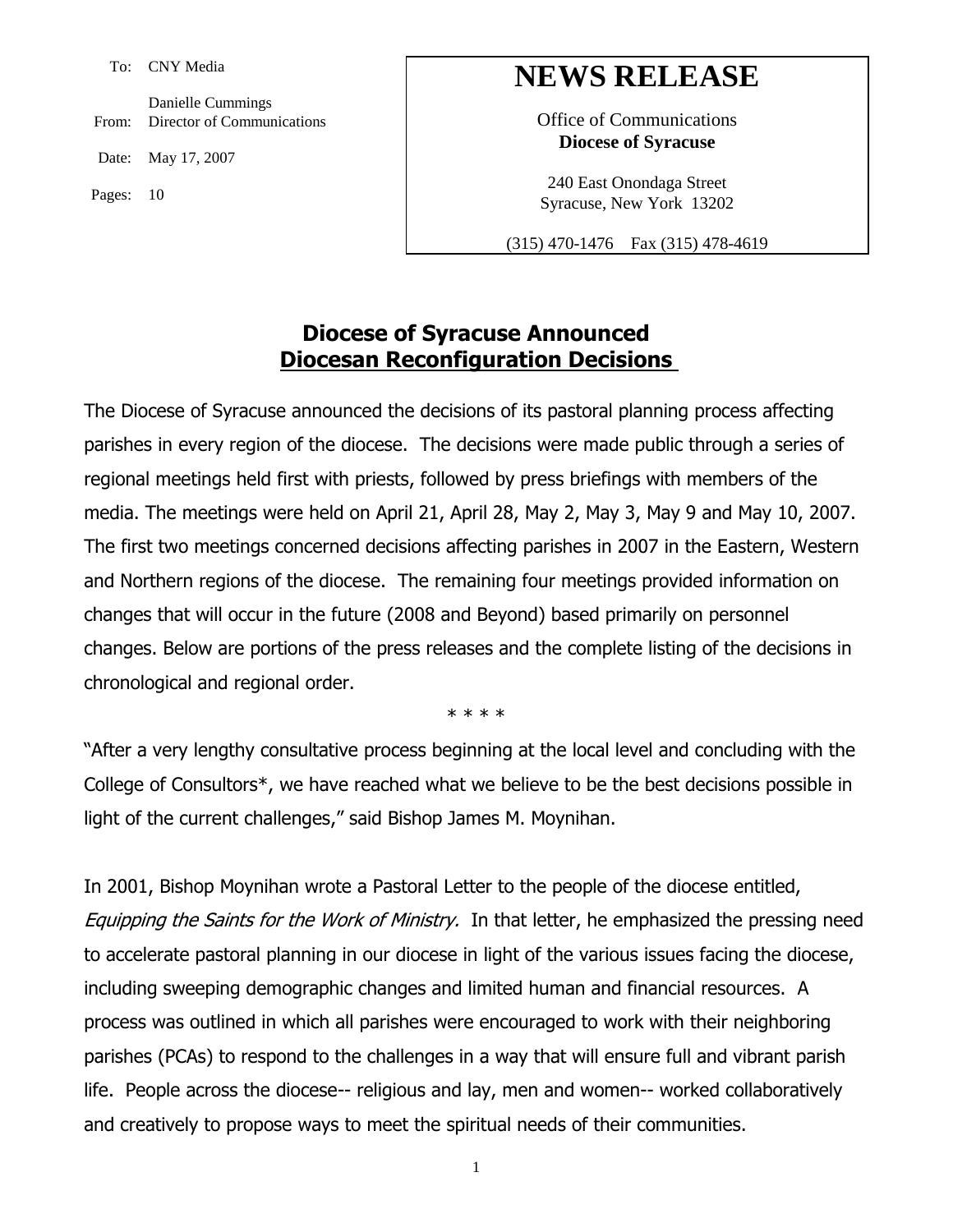To: CNY Media

From: Danielle Cummings, Director of Communications

Date: May 17, 2007

Pages: 10

# NEWS RELEASE

Office of Communications
**Diocese of Syracuse**

240 East Onondaga Street
Syracuse, New York 13202

(315) 470-1476 Fax (315) 478-4619

## Diocese of Syracuse Announced Diocesan Reconfiguration Decisions

The Diocese of Syracuse announced the decisions of its pastoral planning process affecting parishes in every region of the diocese. The decisions were made public through a series of regional meetings held first with priests, followed by press briefings with members of the media. The meetings were held on April 21, April 28, May 2, May 3, May 9 and May 10, 2007. The first two meetings concerned decisions affecting parishes in 2007 in the Eastern, Western and Northern regions of the diocese. The remaining four meetings provided information on changes that will occur in the future (2008 and Beyond) based primarily on personnel changes. Below are portions of the press releases and the complete listing of the decisions in chronological and regional order.

\* \* \* \*

"After a very lengthy consultative process beginning at the local level and concluding with the College of Consultors*, we have reached what we believe to be the best decisions possible in light of the current challenges," said Bishop James M. Moynihan.

In 2001, Bishop Moynihan wrote a Pastoral Letter to the people of the diocese entitled, *Equipping the Saints for the Work of Ministry.* In that letter, he emphasized the pressing need to accelerate pastoral planning in our diocese in light of the various issues facing the diocese, including sweeping demographic changes and limited human and financial resources. A process was outlined in which all parishes were encouraged to work with their neighboring parishes (PCAs) to respond to the challenges in a way that will ensure full and vibrant parish life. People across the diocese-- religious and lay, men and women-- worked collaboratively and creatively to propose ways to meet the spiritual needs of their communities.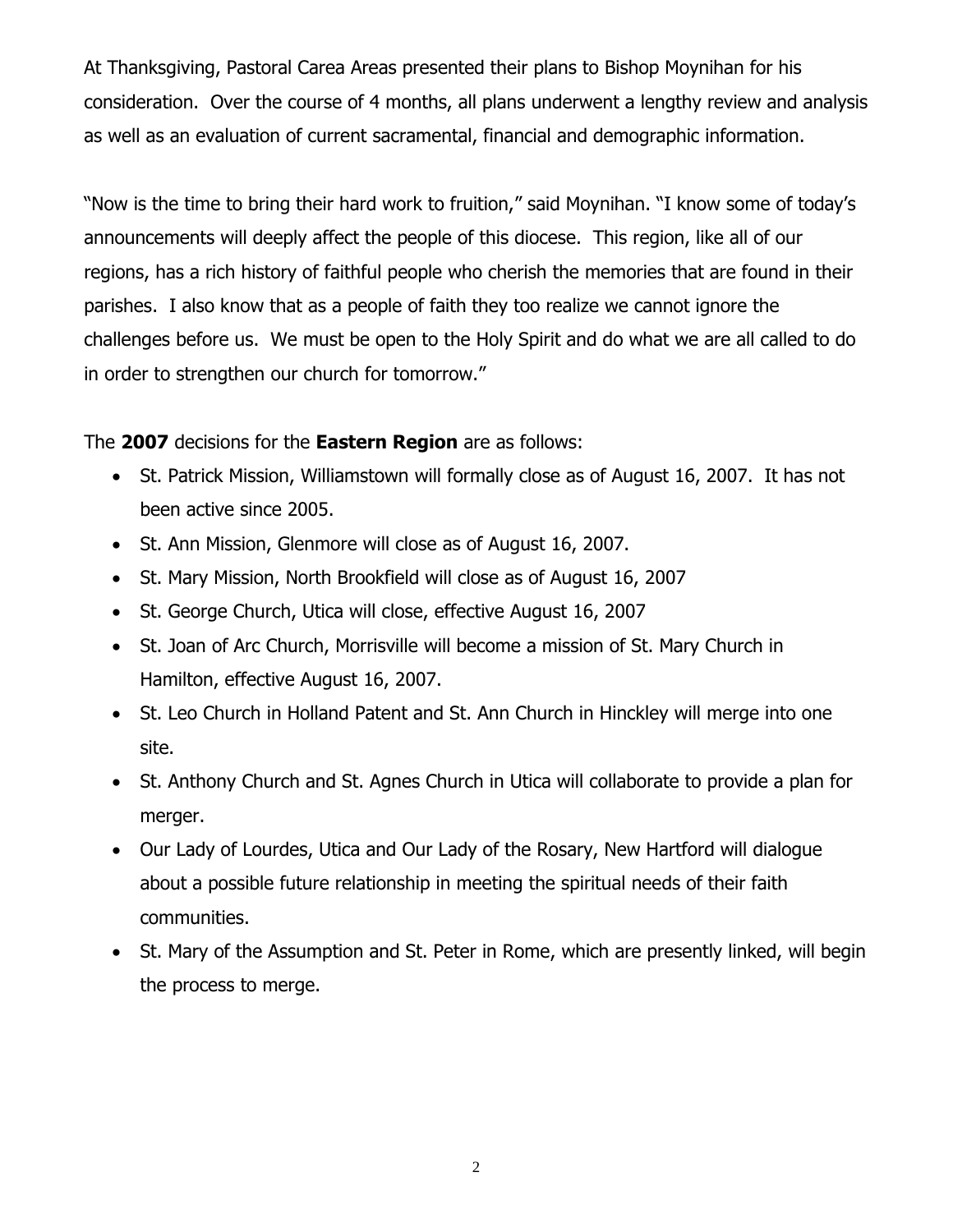At Thanksgiving, Pastoral Carea Areas presented their plans to Bishop Moynihan for his consideration. Over the course of 4 months, all plans underwent a lengthy review and analysis as well as an evaluation of current sacramental, financial and demographic information.

"Now is the time to bring their hard work to fruition," said Moynihan. "I know some of today's announcements will deeply affect the people of this diocese. This region, like all of our regions, has a rich history of faithful people who cherish the memories that are found in their parishes. I also know that as a people of faith they too realize we cannot ignore the challenges before us. We must be open to the Holy Spirit and do what we are all called to do in order to strengthen our church for tomorrow."

The **2007** decisions for the **Eastern Region** are as follows:

- St. Patrick Mission, Williamstown will formally close as of August 16, 2007. It has not been active since 2005.
- St. Ann Mission, Glenmore will close as of August 16, 2007.
- St. Mary Mission, North Brookfield will close as of August 16, 2007
- St. George Church, Utica will close, effective August 16, 2007
- St. Joan of Arc Church, Morrisville will become a mission of St. Mary Church in Hamilton, effective August 16, 2007.
- St. Leo Church in Holland Patent and St. Ann Church in Hinckley will merge into one site.
- St. Anthony Church and St. Agnes Church in Utica will collaborate to provide a plan for merger.
- Our Lady of Lourdes, Utica and Our Lady of the Rosary, New Hartford will dialogue about a possible future relationship in meeting the spiritual needs of their faith communities.
- St. Mary of the Assumption and St. Peter in Rome, which are presently linked, will begin the process to merge.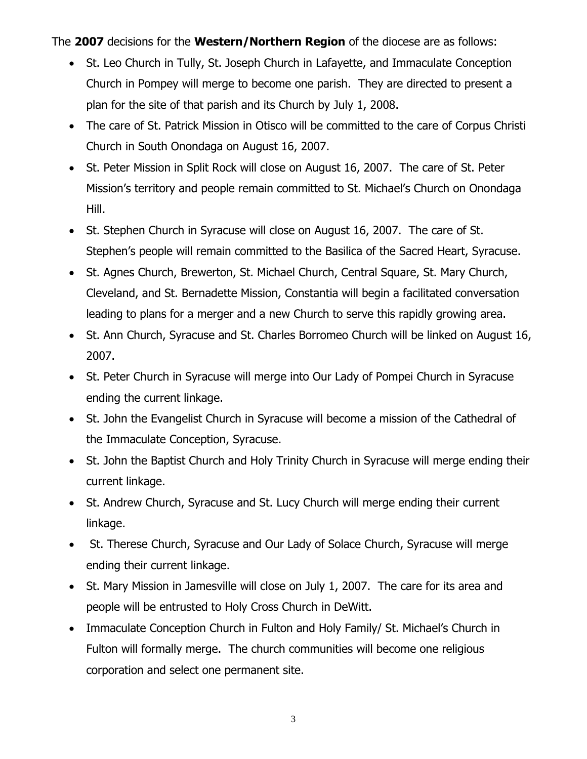The **2007** decisions for the **Western/Northern Region** of the diocese are as follows:

- St. Leo Church in Tully, St. Joseph Church in Lafayette, and Immaculate Conception Church in Pompey will merge to become one parish. They are directed to present a plan for the site of that parish and its Church by July 1, 2008.
- The care of St. Patrick Mission in Otisco will be committed to the care of Corpus Christi Church in South Onondaga on August 16, 2007.
- St. Peter Mission in Split Rock will close on August 16, 2007. The care of St. Peter Mission's territory and people remain committed to St. Michael's Church on Onondaga Hill.
- St. Stephen Church in Syracuse will close on August 16, 2007. The care of St. Stephen's people will remain committed to the Basilica of the Sacred Heart, Syracuse.
- St. Agnes Church, Brewerton, St. Michael Church, Central Square, St. Mary Church, Cleveland, and St. Bernadette Mission, Constantia will begin a facilitated conversation leading to plans for a merger and a new Church to serve this rapidly growing area.
- St. Ann Church, Syracuse and St. Charles Borromeo Church will be linked on August 16, 2007.
- St. Peter Church in Syracuse will merge into Our Lady of Pompei Church in Syracuse ending the current linkage.
- St. John the Evangelist Church in Syracuse will become a mission of the Cathedral of the Immaculate Conception, Syracuse.
- St. John the Baptist Church and Holy Trinity Church in Syracuse will merge ending their current linkage.
- St. Andrew Church, Syracuse and St. Lucy Church will merge ending their current linkage.
- St. Therese Church, Syracuse and Our Lady of Solace Church, Syracuse will merge ending their current linkage.
- St. Mary Mission in Jamesville will close on July 1, 2007. The care for its area and people will be entrusted to Holy Cross Church in DeWitt.
- Immaculate Conception Church in Fulton and Holy Family/ St. Michael's Church in Fulton will formally merge. The church communities will become one religious corporation and select one permanent site.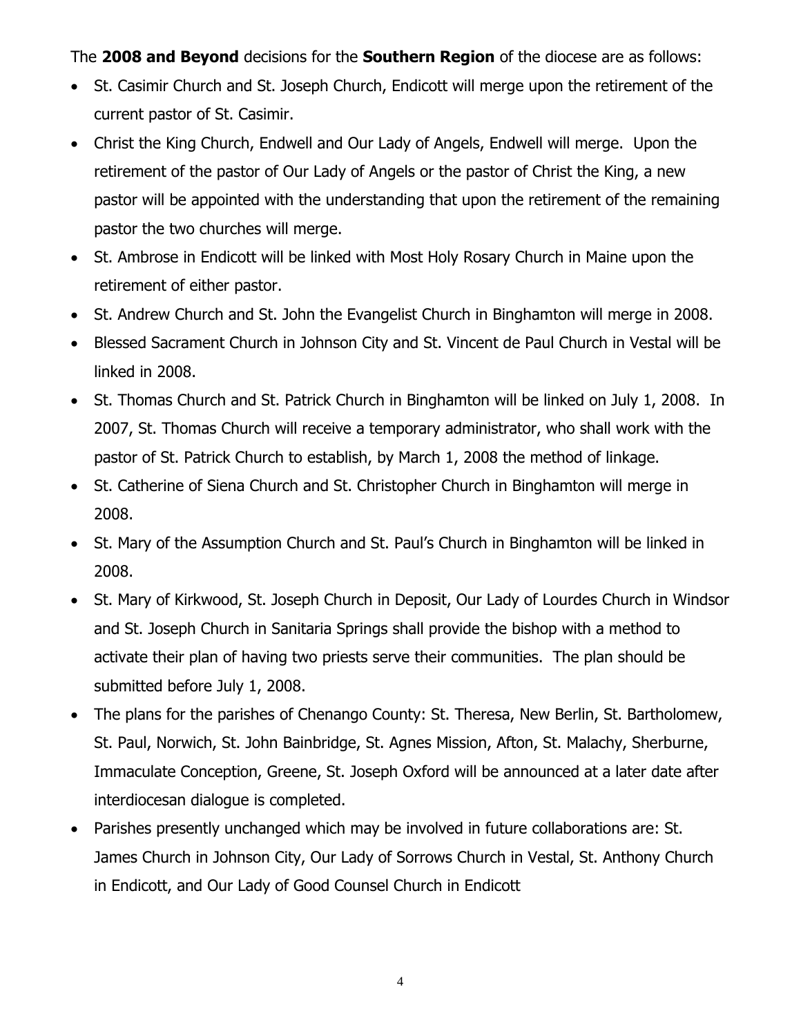The **2008 and Beyond** decisions for the **Southern Region** of the diocese are as follows:

- St. Casimir Church and St. Joseph Church, Endicott will merge upon the retirement of the current pastor of St. Casimir.
- Christ the King Church, Endwell and Our Lady of Angels, Endwell will merge. Upon the retirement of the pastor of Our Lady of Angels or the pastor of Christ the King, a new pastor will be appointed with the understanding that upon the retirement of the remaining pastor the two churches will merge.
- St. Ambrose in Endicott will be linked with Most Holy Rosary Church in Maine upon the retirement of either pastor.
- St. Andrew Church and St. John the Evangelist Church in Binghamton will merge in 2008.
- Blessed Sacrament Church in Johnson City and St. Vincent de Paul Church in Vestal will be linked in 2008.
- St. Thomas Church and St. Patrick Church in Binghamton will be linked on July 1, 2008. In 2007, St. Thomas Church will receive a temporary administrator, who shall work with the pastor of St. Patrick Church to establish, by March 1, 2008 the method of linkage.
- St. Catherine of Siena Church and St. Christopher Church in Binghamton will merge in 2008.
- St. Mary of the Assumption Church and St. Paul's Church in Binghamton will be linked in 2008.
- St. Mary of Kirkwood, St. Joseph Church in Deposit, Our Lady of Lourdes Church in Windsor and St. Joseph Church in Sanitaria Springs shall provide the bishop with a method to activate their plan of having two priests serve their communities. The plan should be submitted before July 1, 2008.
- The plans for the parishes of Chenango County: St. Theresa, New Berlin, St. Bartholomew, St. Paul, Norwich, St. John Bainbridge, St. Agnes Mission, Afton, St. Malachy, Sherburne, Immaculate Conception, Greene, St. Joseph Oxford will be announced at a later date after interdiocesan dialogue is completed.
- Parishes presently unchanged which may be involved in future collaborations are: St. James Church in Johnson City, Our Lady of Sorrows Church in Vestal, St. Anthony Church in Endicott, and Our Lady of Good Counsel Church in Endicott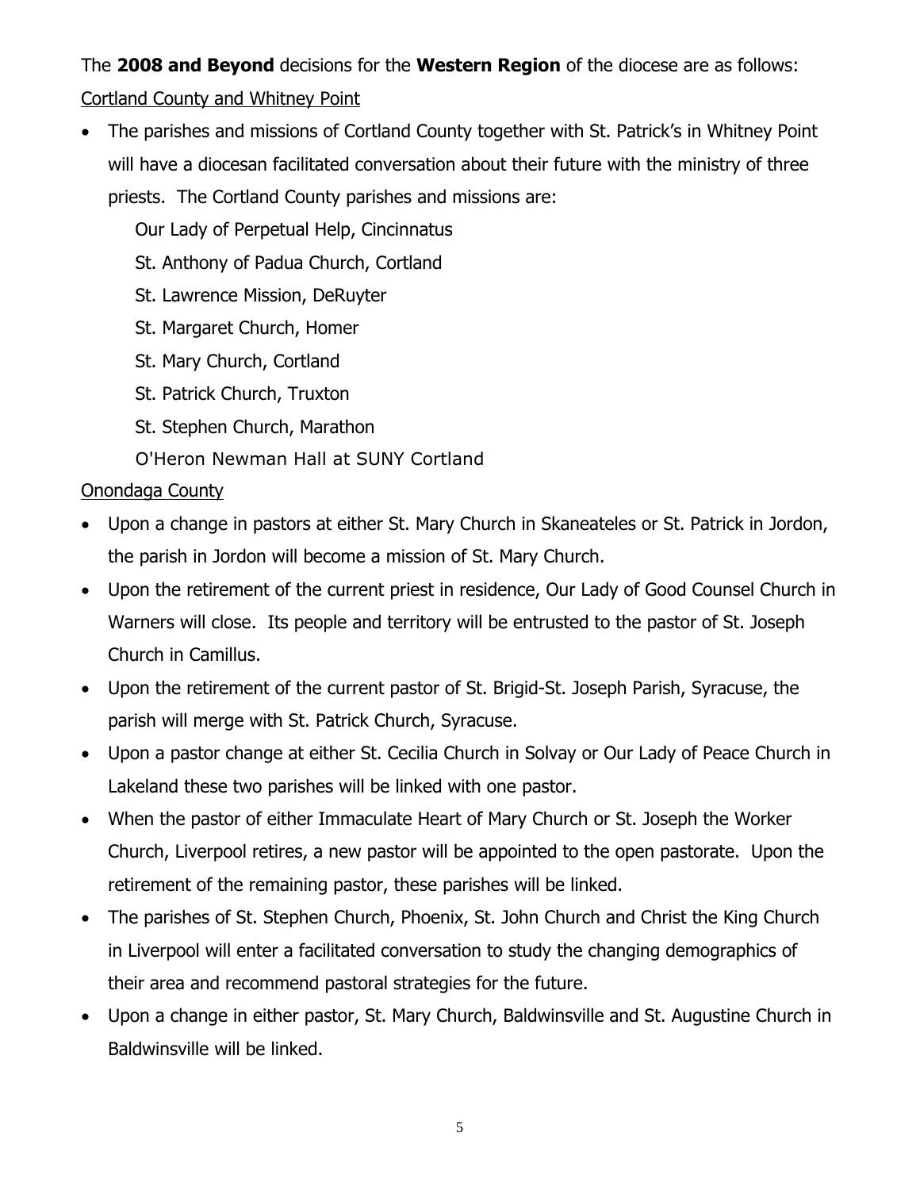The **2008 and Beyond** decisions for the **Western Region** of the diocese are as follows:

Cortland County and Whitney Point

- The parishes and missions of Cortland County together with St. Patrick's in Whitney Point will have a diocesan facilitated conversation about their future with the ministry of three priests. The Cortland County parishes and missions are:

  Our Lady of Perpetual Help, Cincinnatus

  St. Anthony of Padua Church, Cortland

  St. Lawrence Mission, DeRuyter

  St. Margaret Church, Homer

  St. Mary Church, Cortland

  St. Patrick Church, Truxton

  St. Stephen Church, Marathon

  O'Heron Newman Hall at SUNY Cortland

Onondaga County

- Upon a change in pastors at either St. Mary Church in Skaneateles or St. Patrick in Jordon, the parish in Jordon will become a mission of St. Mary Church.
- Upon the retirement of the current priest in residence, Our Lady of Good Counsel Church in Warners will close. Its people and territory will be entrusted to the pastor of St. Joseph Church in Camillus.
- Upon the retirement of the current pastor of St. Brigid-St. Joseph Parish, Syracuse, the parish will merge with St. Patrick Church, Syracuse.
- Upon a pastor change at either St. Cecilia Church in Solvay or Our Lady of Peace Church in Lakeland these two parishes will be linked with one pastor.
- When the pastor of either Immaculate Heart of Mary Church or St. Joseph the Worker Church, Liverpool retires, a new pastor will be appointed to the open pastorate. Upon the retirement of the remaining pastor, these parishes will be linked.
- The parishes of St. Stephen Church, Phoenix, St. John Church and Christ the King Church in Liverpool will enter a facilitated conversation to study the changing demographics of their area and recommend pastoral strategies for the future.
- Upon a change in either pastor, St. Mary Church, Baldwinsville and St. Augustine Church in Baldwinsville will be linked.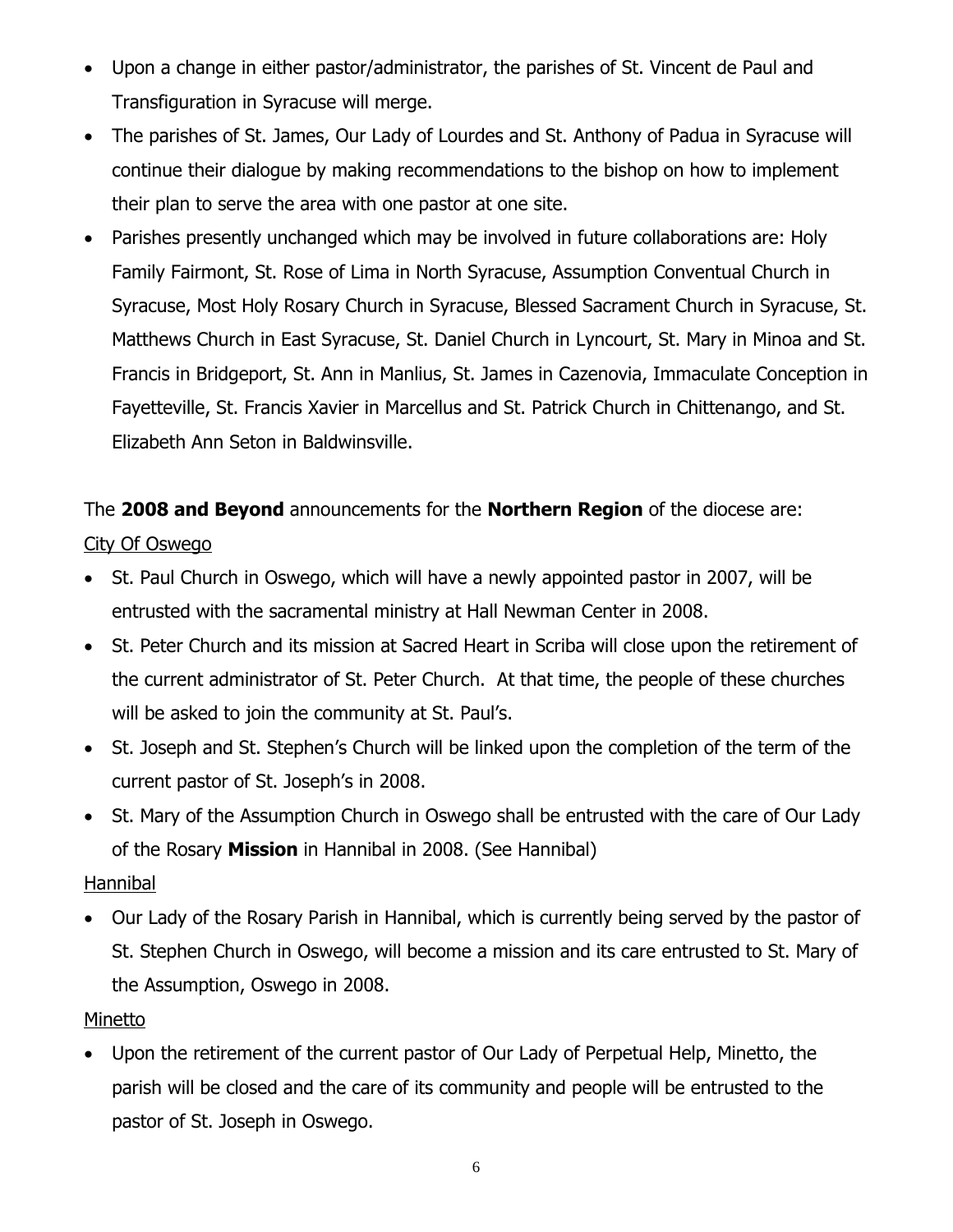- Upon a change in either pastor/administrator, the parishes of St. Vincent de Paul and Transfiguration in Syracuse will merge.
- The parishes of St. James, Our Lady of Lourdes and St. Anthony of Padua in Syracuse will continue their dialogue by making recommendations to the bishop on how to implement their plan to serve the area with one pastor at one site.
- Parishes presently unchanged which may be involved in future collaborations are: Holy Family Fairmont, St. Rose of Lima in North Syracuse, Assumption Conventual Church in Syracuse, Most Holy Rosary Church in Syracuse, Blessed Sacrament Church in Syracuse, St. Matthews Church in East Syracuse, St. Daniel Church in Lyncourt, St. Mary in Minoa and St. Francis in Bridgeport, St. Ann in Manlius, St. James in Cazenovia, Immaculate Conception in Fayetteville, St. Francis Xavier in Marcellus and St. Patrick Church in Chittenango, and St. Elizabeth Ann Seton in Baldwinsville.

The **2008 and Beyond** announcements for the **Northern Region** of the diocese are:

<u>City Of Oswego</u>

- St. Paul Church in Oswego, which will have a newly appointed pastor in 2007, will be entrusted with the sacramental ministry at Hall Newman Center in 2008.
- St. Peter Church and its mission at Sacred Heart in Scriba will close upon the retirement of the current administrator of St. Peter Church. At that time, the people of these churches will be asked to join the community at St. Paul's.
- St. Joseph and St. Stephen's Church will be linked upon the completion of the term of the current pastor of St. Joseph's in 2008.
- St. Mary of the Assumption Church in Oswego shall be entrusted with the care of Our Lady of the Rosary **Mission** in Hannibal in 2008. (See Hannibal)

<u>Hannibal</u>

- Our Lady of the Rosary Parish in Hannibal, which is currently being served by the pastor of St. Stephen Church in Oswego, will become a mission and its care entrusted to St. Mary of the Assumption, Oswego in 2008.

<u>Minetto</u>

- Upon the retirement of the current pastor of Our Lady of Perpetual Help, Minetto, the parish will be closed and the care of its community and people will be entrusted to the pastor of St. Joseph in Oswego.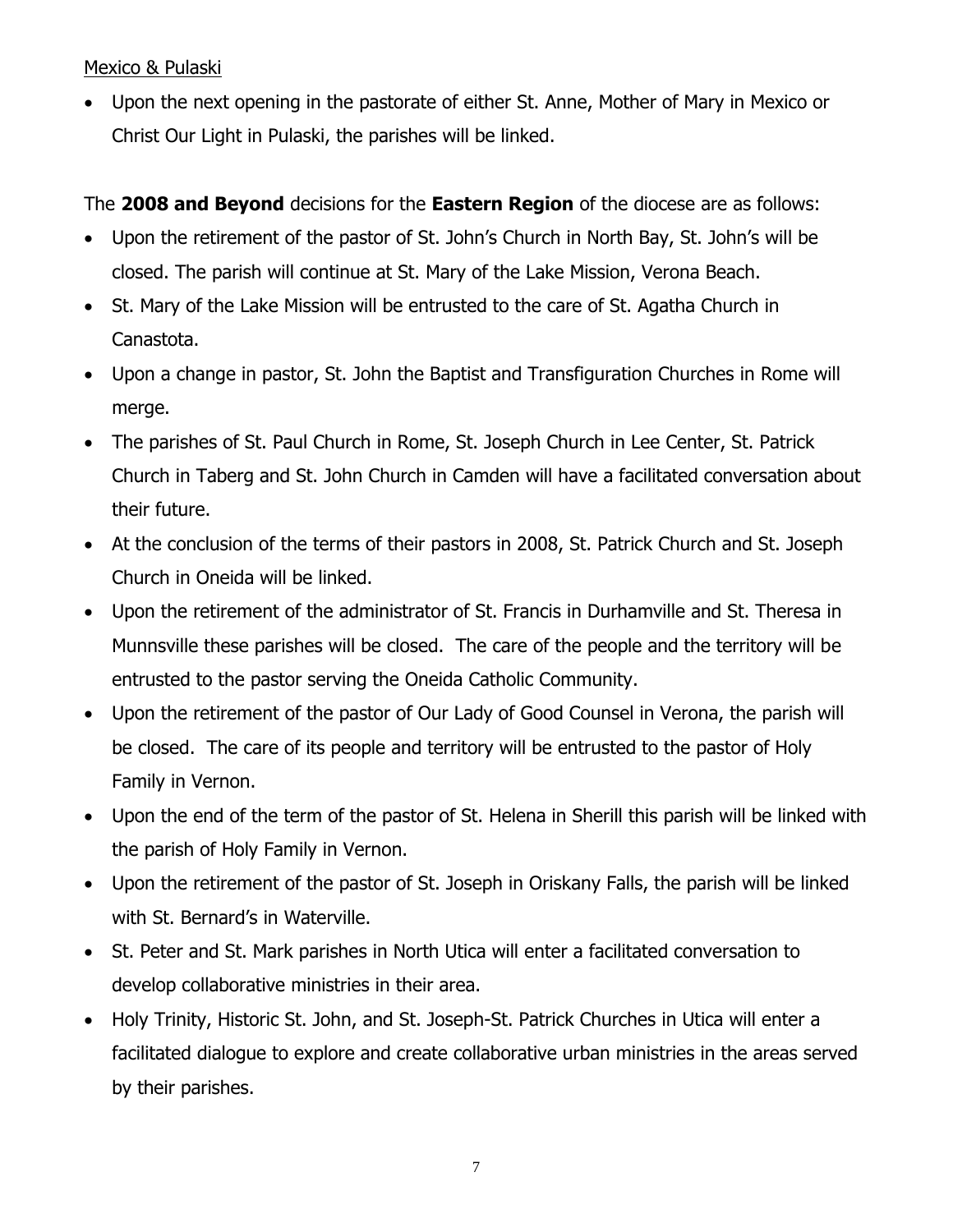Mexico & Pulaski

- Upon the next opening in the pastorate of either St. Anne, Mother of Mary in Mexico or Christ Our Light in Pulaski, the parishes will be linked.

The **2008 and Beyond** decisions for the **Eastern Region** of the diocese are as follows:

- Upon the retirement of the pastor of St. John's Church in North Bay, St. John's will be closed. The parish will continue at St. Mary of the Lake Mission, Verona Beach.
- St. Mary of the Lake Mission will be entrusted to the care of St. Agatha Church in Canastota.
- Upon a change in pastor, St. John the Baptist and Transfiguration Churches in Rome will merge.
- The parishes of St. Paul Church in Rome, St. Joseph Church in Lee Center, St. Patrick Church in Taberg and St. John Church in Camden will have a facilitated conversation about their future.
- At the conclusion of the terms of their pastors in 2008, St. Patrick Church and St. Joseph Church in Oneida will be linked.
- Upon the retirement of the administrator of St. Francis in Durhamville and St. Theresa in Munnsville these parishes will be closed. The care of the people and the territory will be entrusted to the pastor serving the Oneida Catholic Community.
- Upon the retirement of the pastor of Our Lady of Good Counsel in Verona, the parish will be closed. The care of its people and territory will be entrusted to the pastor of Holy Family in Vernon.
- Upon the end of the term of the pastor of St. Helena in Sherill this parish will be linked with the parish of Holy Family in Vernon.
- Upon the retirement of the pastor of St. Joseph in Oriskany Falls, the parish will be linked with St. Bernard's in Waterville.
- St. Peter and St. Mark parishes in North Utica will enter a facilitated conversation to develop collaborative ministries in their area.
- Holy Trinity, Historic St. John, and St. Joseph-St. Patrick Churches in Utica will enter a facilitated dialogue to explore and create collaborative urban ministries in the areas served by their parishes.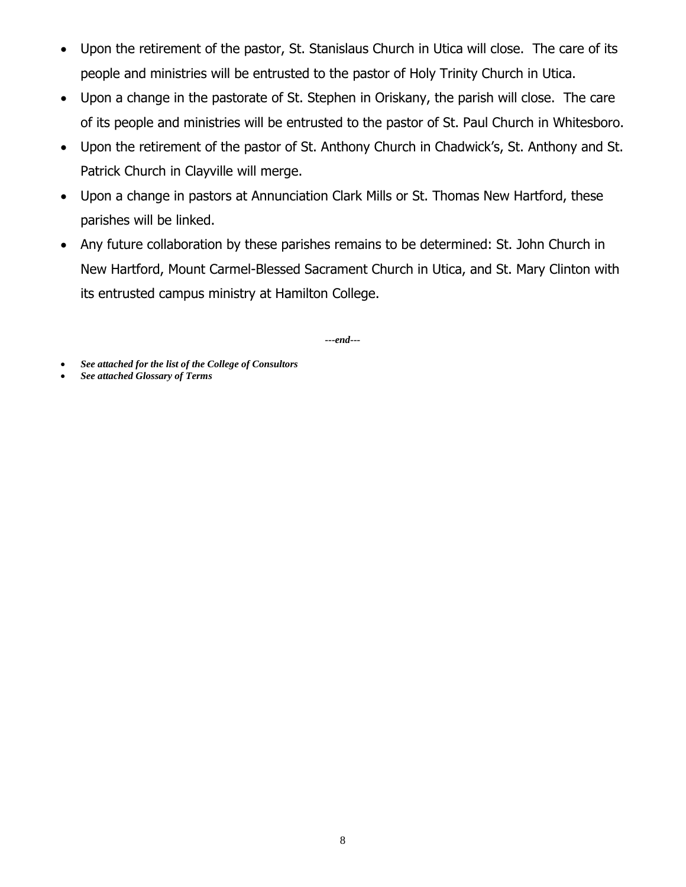- Upon the retirement of the pastor, St. Stanislaus Church in Utica will close. The care of its people and ministries will be entrusted to the pastor of Holy Trinity Church in Utica.
- Upon a change in the pastorate of St. Stephen in Oriskany, the parish will close. The care of its people and ministries will be entrusted to the pastor of St. Paul Church in Whitesboro.
- Upon the retirement of the pastor of St. Anthony Church in Chadwick's, St. Anthony and St. Patrick Church in Clayville will merge.
- Upon a change in pastors at Annunciation Clark Mills or St. Thomas New Hartford, these parishes will be linked.
- Any future collaboration by these parishes remains to be determined: St. John Church in New Hartford, Mount Carmel-Blessed Sacrament Church in Utica, and St. Mary Clinton with its entrusted campus ministry at Hamilton College.

***---end---***

- ***See attached for the list of the College of Consultors***
- ***See attached Glossary of Terms***